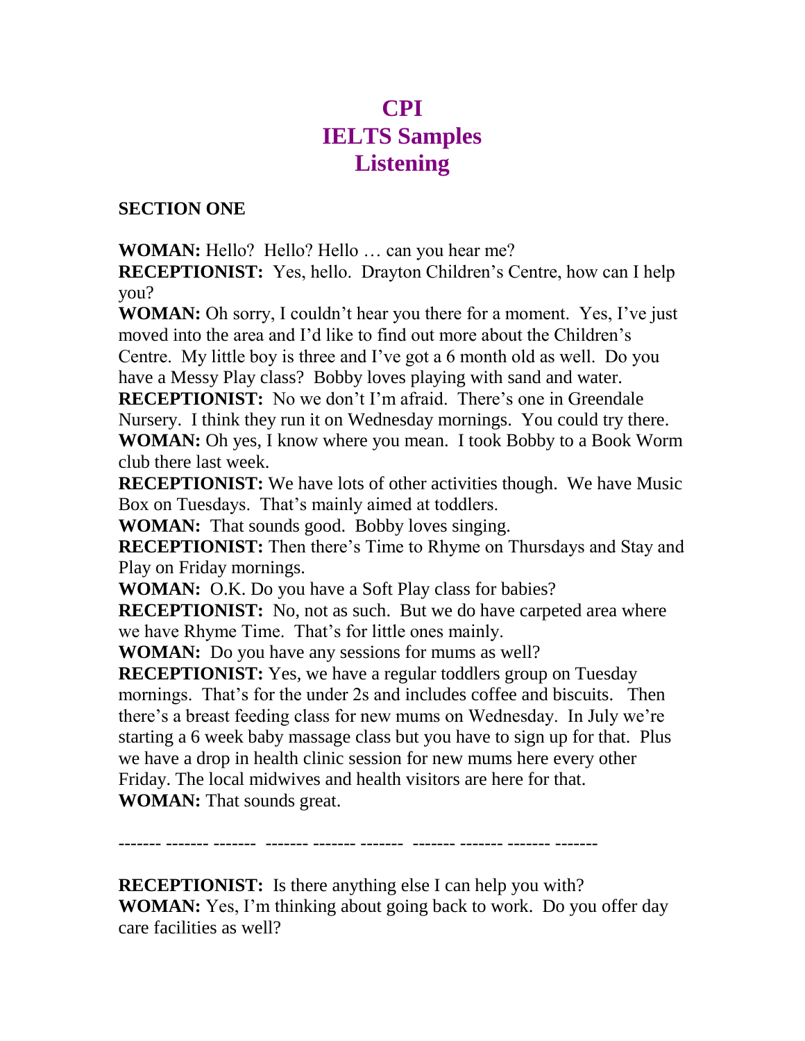# CPI
# IELTS Samples
# Listening

## SECTION ONE

**WOMAN:** Hello? Hello? Hello … can you hear me?
**RECEPTIONIST:** Yes, hello. Drayton Children's Centre, how can I help you?
**WOMAN:** Oh sorry, I couldn't hear you there for a moment. Yes, I've just moved into the area and I'd like to find out more about the Children's Centre. My little boy is three and I've got a 6 month old as well. Do you have a Messy Play class? Bobby loves playing with sand and water.
**RECEPTIONIST:** No we don't I'm afraid. There's one in Greendale Nursery. I think they run it on Wednesday mornings. You could try there.
**WOMAN:** Oh yes, I know where you mean. I took Bobby to a Book Worm club there last week.
**RECEPTIONIST:** We have lots of other activities though. We have Music Box on Tuesdays. That's mainly aimed at toddlers.
**WOMAN:** That sounds good. Bobby loves singing.
**RECEPTIONIST:** Then there's Time to Rhyme on Thursdays and Stay and Play on Friday mornings.
**WOMAN:** O.K. Do you have a Soft Play class for babies?
**RECEPTIONIST:** No, not as such. But we do have carpeted area where we have Rhyme Time. That's for little ones mainly.
**WOMAN:** Do you have any sessions for mums as well?
**RECEPTIONIST:** Yes, we have a regular toddlers group on Tuesday mornings. That's for the under 2s and includes coffee and biscuits. Then there's a breast feeding class for new mums on Wednesday. In July we're starting a 6 week baby massage class but you have to sign up for that. Plus we have a drop in health clinic session for new mums here every other Friday. The local midwives and health visitors are here for that.
**WOMAN:** That sounds great.

------- ------- ------- ------- ------- ------- ------- ------- ------- -------

**RECEPTIONIST:** Is there anything else I can help you with?
**WOMAN:** Yes, I'm thinking about going back to work. Do you offer day care facilities as well?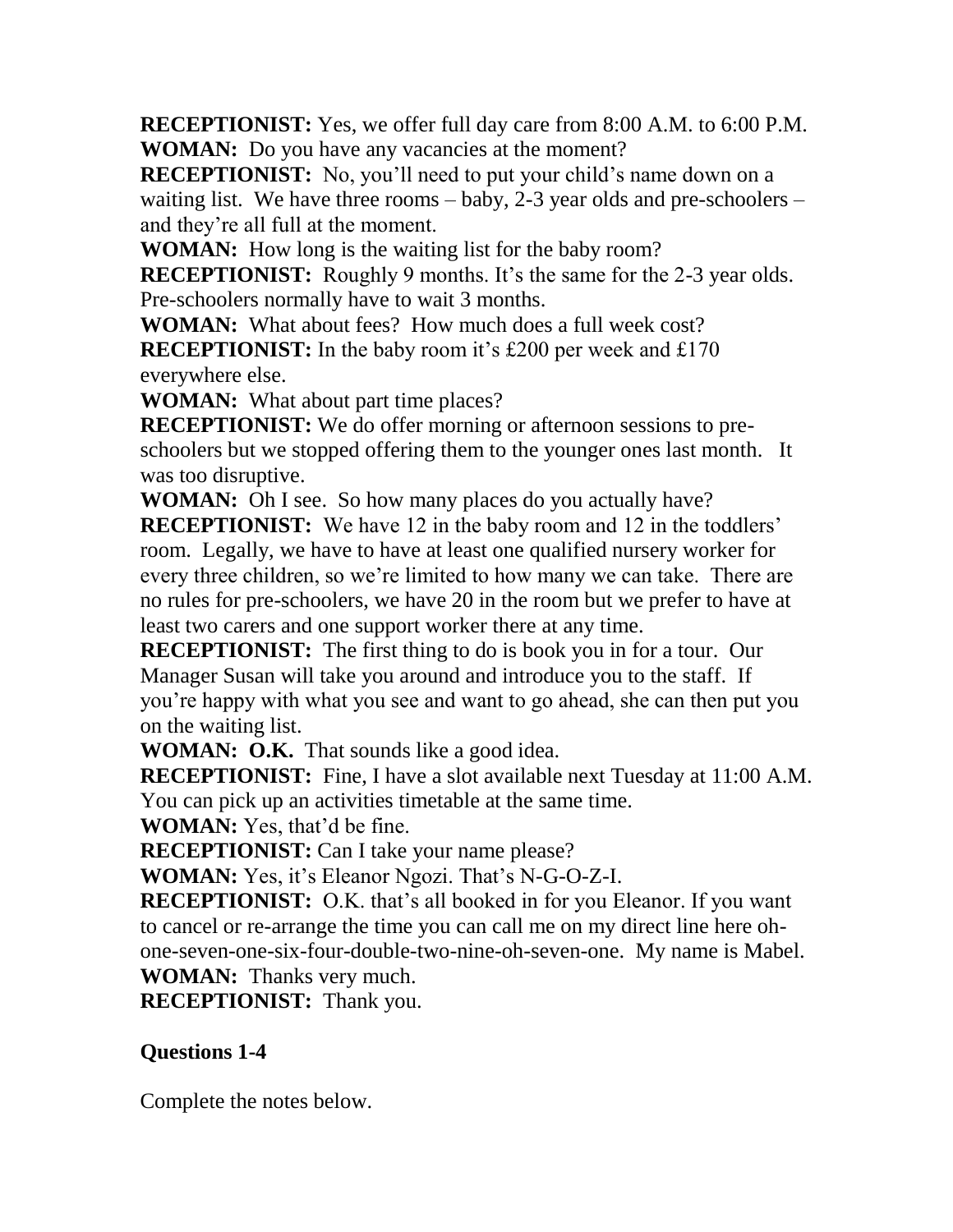**RECEPTIONIST:** Yes, we offer full day care from 8:00 A.M. to 6:00 P.M.
**WOMAN:** Do you have any vacancies at the moment?
**RECEPTIONIST:** No, you'll need to put your child's name down on a waiting list. We have three rooms – baby, 2-3 year olds and pre-schoolers – and they're all full at the moment.
**WOMAN:** How long is the waiting list for the baby room?
**RECEPTIONIST:** Roughly 9 months. It's the same for the 2-3 year olds. Pre-schoolers normally have to wait 3 months.
**WOMAN:** What about fees? How much does a full week cost?
**RECEPTIONIST:** In the baby room it's £200 per week and £170 everywhere else.
**WOMAN:** What about part time places?
**RECEPTIONIST:** We do offer morning or afternoon sessions to pre-schoolers but we stopped offering them to the younger ones last month. It was too disruptive.
**WOMAN:** Oh I see. So how many places do you actually have?
**RECEPTIONIST:** We have 12 in the baby room and 12 in the toddlers' room. Legally, we have to have at least one qualified nursery worker for every three children, so we're limited to how many we can take. There are no rules for pre-schoolers, we have 20 in the room but we prefer to have at least two carers and one support worker there at any time.
**RECEPTIONIST:** The first thing to do is book you in for a tour. Our Manager Susan will take you around and introduce you to the staff. If you're happy with what you see and want to go ahead, she can then put you on the waiting list.
**WOMAN:** **O.K.** That sounds like a good idea.
**RECEPTIONIST:** Fine, I have a slot available next Tuesday at 11:00 A.M. You can pick up an activities timetable at the same time.
**WOMAN:** Yes, that'd be fine.
**RECEPTIONIST:** Can I take your name please?
**WOMAN:** Yes, it's Eleanor Ngozi. That's N-G-O-Z-I.
**RECEPTIONIST:** O.K. that's all booked in for you Eleanor. If you want to cancel or re-arrange the time you can call me on my direct line here oh-one-seven-one-six-four-double-two-nine-oh-seven-one. My name is Mabel.
**WOMAN:** Thanks very much.
**RECEPTIONIST:** Thank you.

## Questions 1-4

Complete the notes below.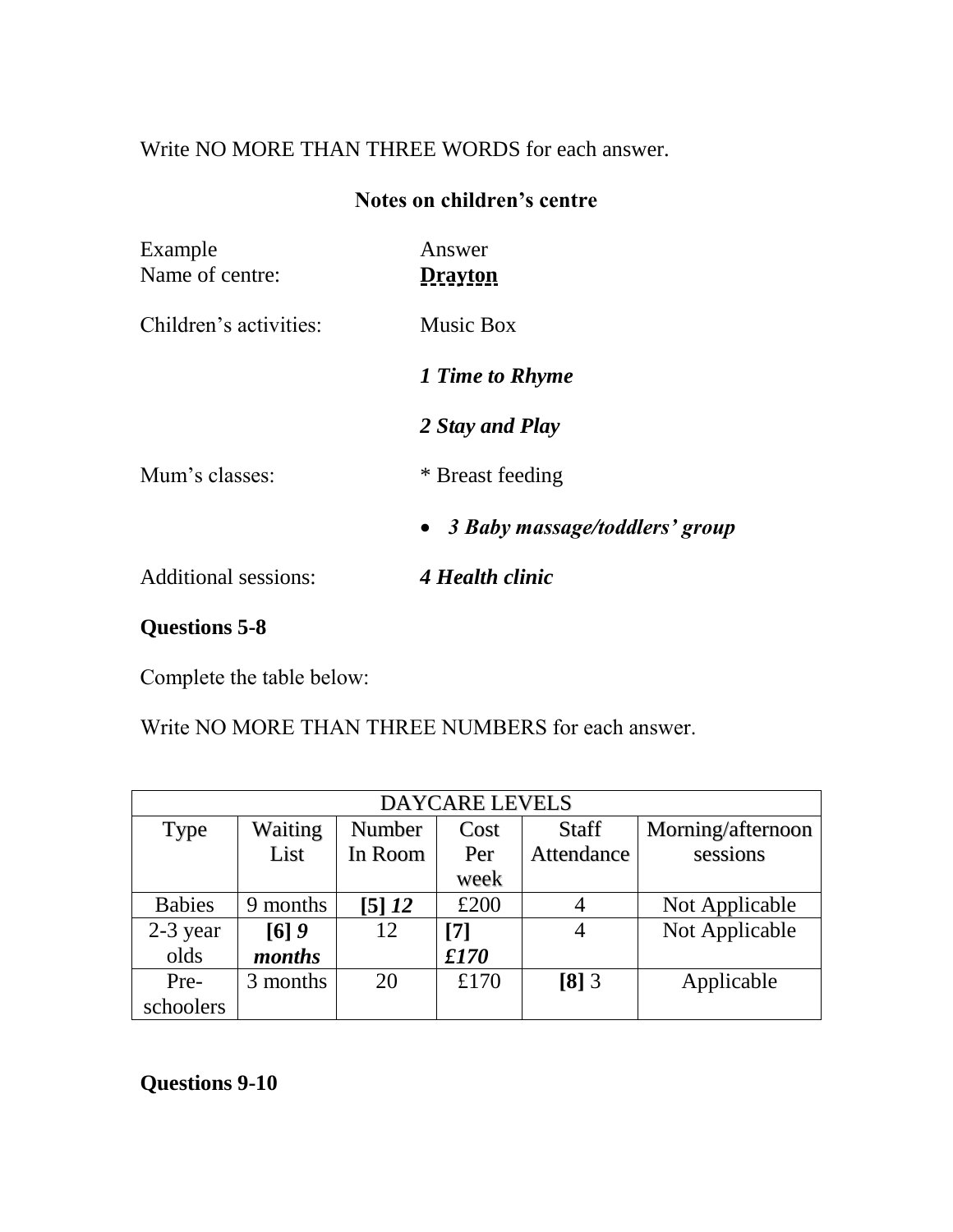Write NO MORE THAN THREE WORDS for each answer.

## Notes on children's centre

| | |
|---|---|
| Example | Answer |
| Name of centre: | **Drayton** |
| Children's activities: | Music Box |
| | ***1 Time to Rhyme*** |
| | ***2 Stay and Play*** |
| Mum's classes: | * Breast feeding |
| | • ***3 Baby massage/toddlers' group*** |
| Additional sessions: | ***4 Health clinic*** |

**Questions 5-8**

Complete the table below:

Write NO MORE THAN THREE NUMBERS for each answer.

| DAYCARE LEVELS | | | | | |
|---|---|---|---|---|---|
| Type | Waiting List | Number In Room | Cost Per week | Staff Attendance | Morning/afternoon sessions |
| Babies | 9 months | **[5]** ***12*** | £200 | 4 | Not Applicable |
| 2-3 year olds | **[6]** ***9 months*** | 12 | **[7]** ***£170*** | 4 | Not Applicable |
| Pre-schoolers | 3 months | 20 | £170 | **[8]** 3 | Applicable |

**Questions 9-10**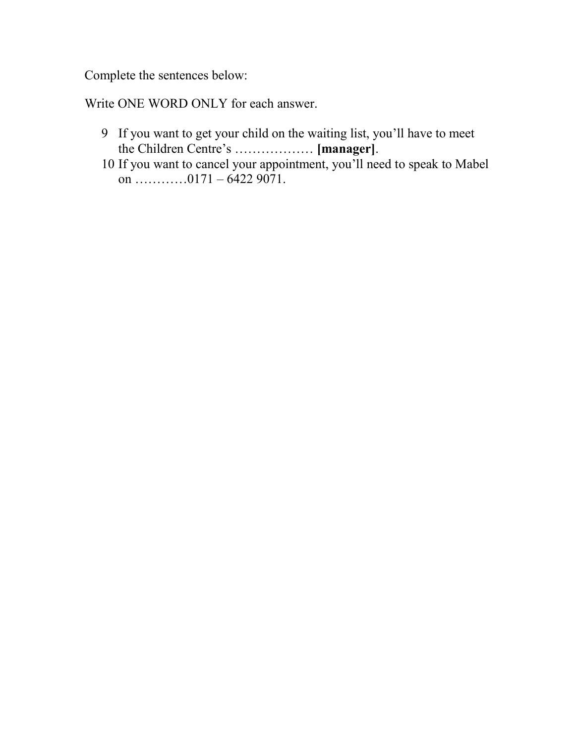Complete the sentences below:

Write ONE WORD ONLY for each answer.

9 If you want to get your child on the waiting list, you'll have to meet the Children Centre's ……………… **[manager]**.

10 If you want to cancel your appointment, you'll need to speak to Mabel on …………0171 – 6422 9071.